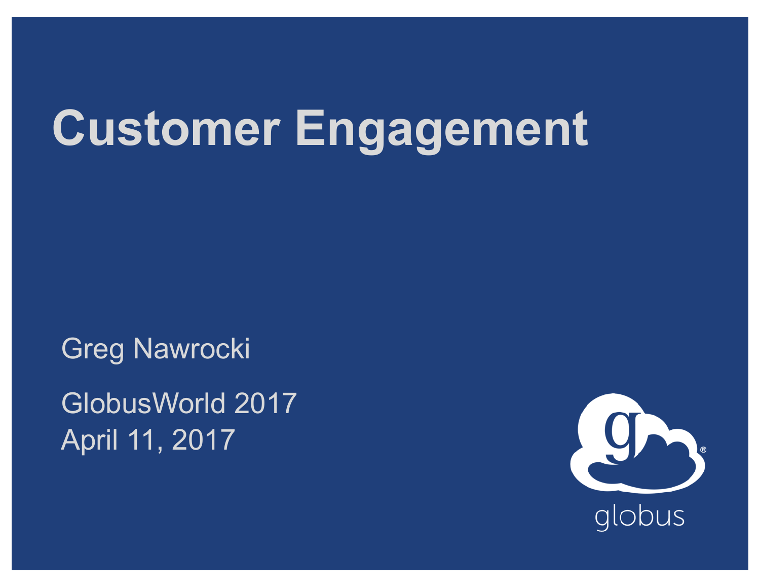# Customer Engagement

Greg Nawrocki

GlobusWorld 2017
April 11, 2017

globus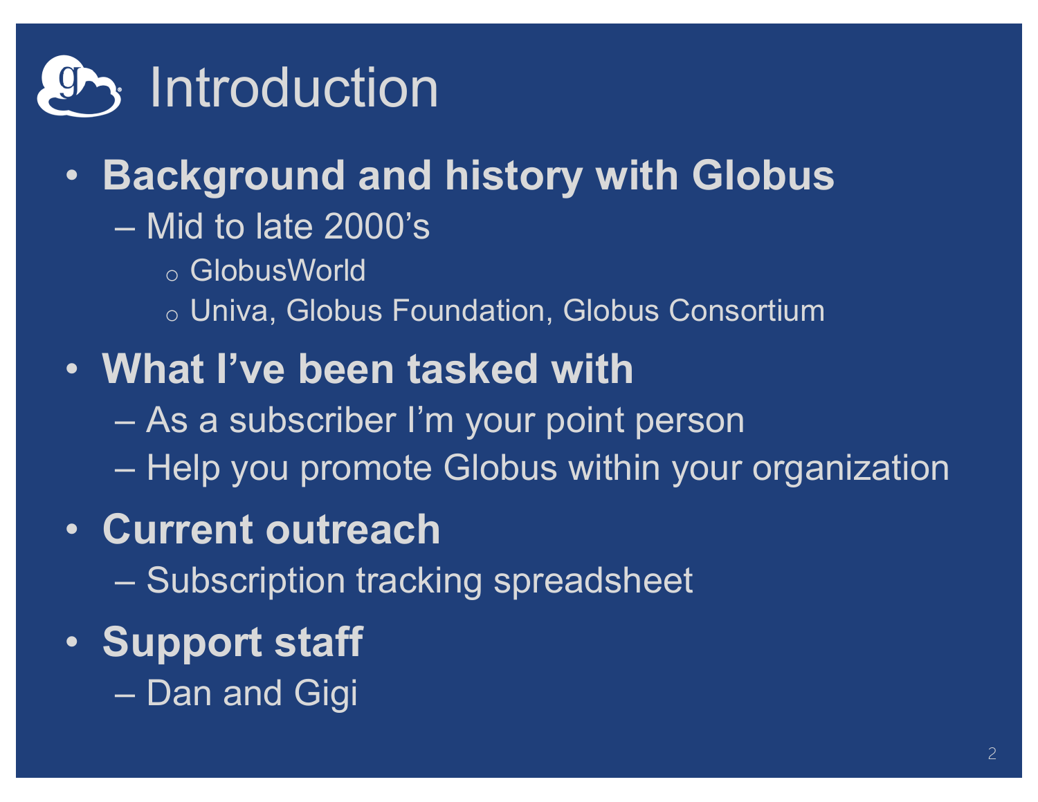# Introduction

- **Background and history with Globus**
  - Mid to late 2000's
    - GlobusWorld
    - Univa, Globus Foundation, Globus Consortium
- **What I've been tasked with**
  - As a subscriber I'm your point person
  - Help you promote Globus within your organization
- **Current outreach**
  - Subscription tracking spreadsheet
- **Support staff**
  - Dan and Gigi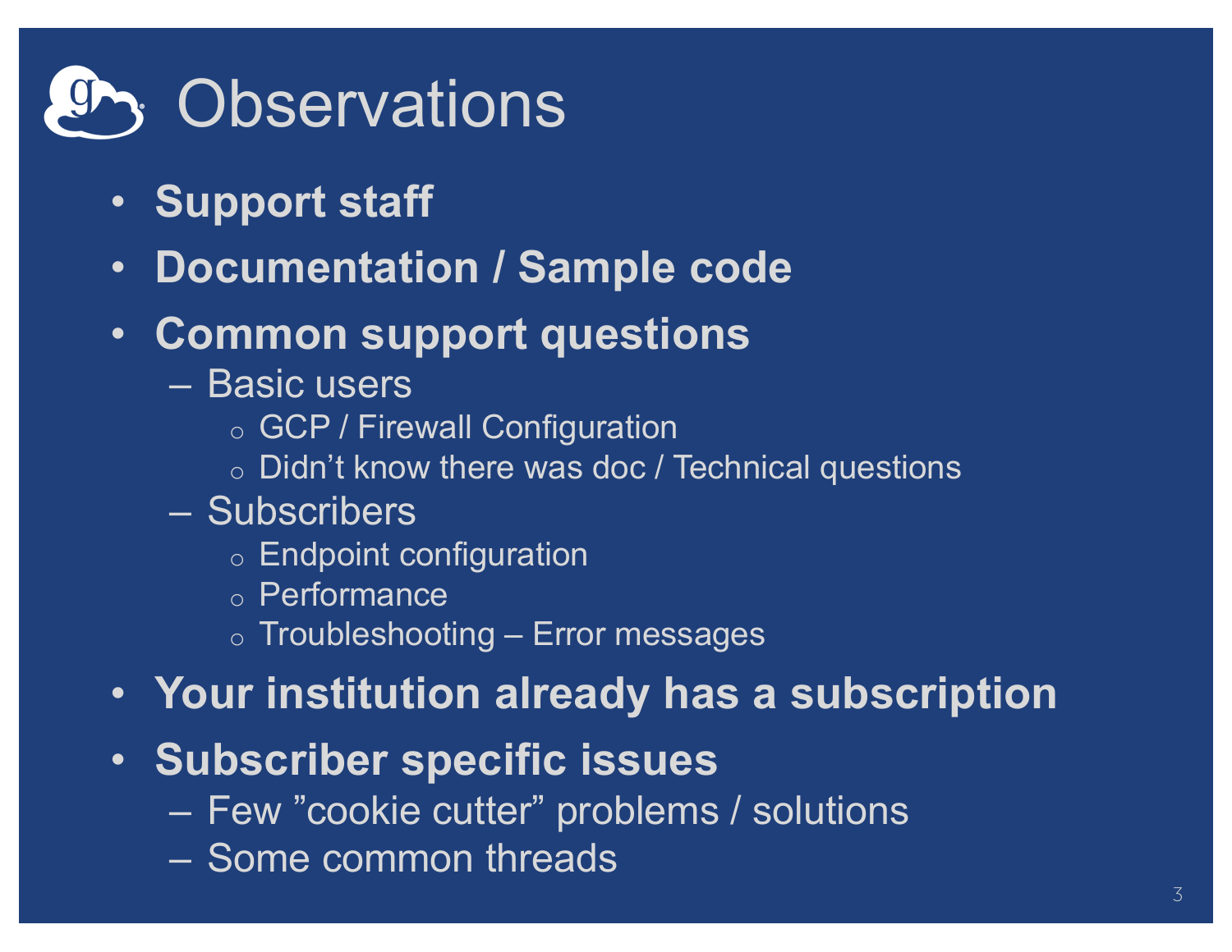# Observations

- **Support staff**
- **Documentation / Sample code**
- **Common support questions**
  - Basic users
    - GCP / Firewall Configuration
    - Didn't know there was doc / Technical questions
  - Subscribers
    - Endpoint configuration
    - Performance
    - Troubleshooting – Error messages
- **Your institution already has a subscription**
- **Subscriber specific issues**
  - Few "cookie cutter" problems / solutions
  - Some common threads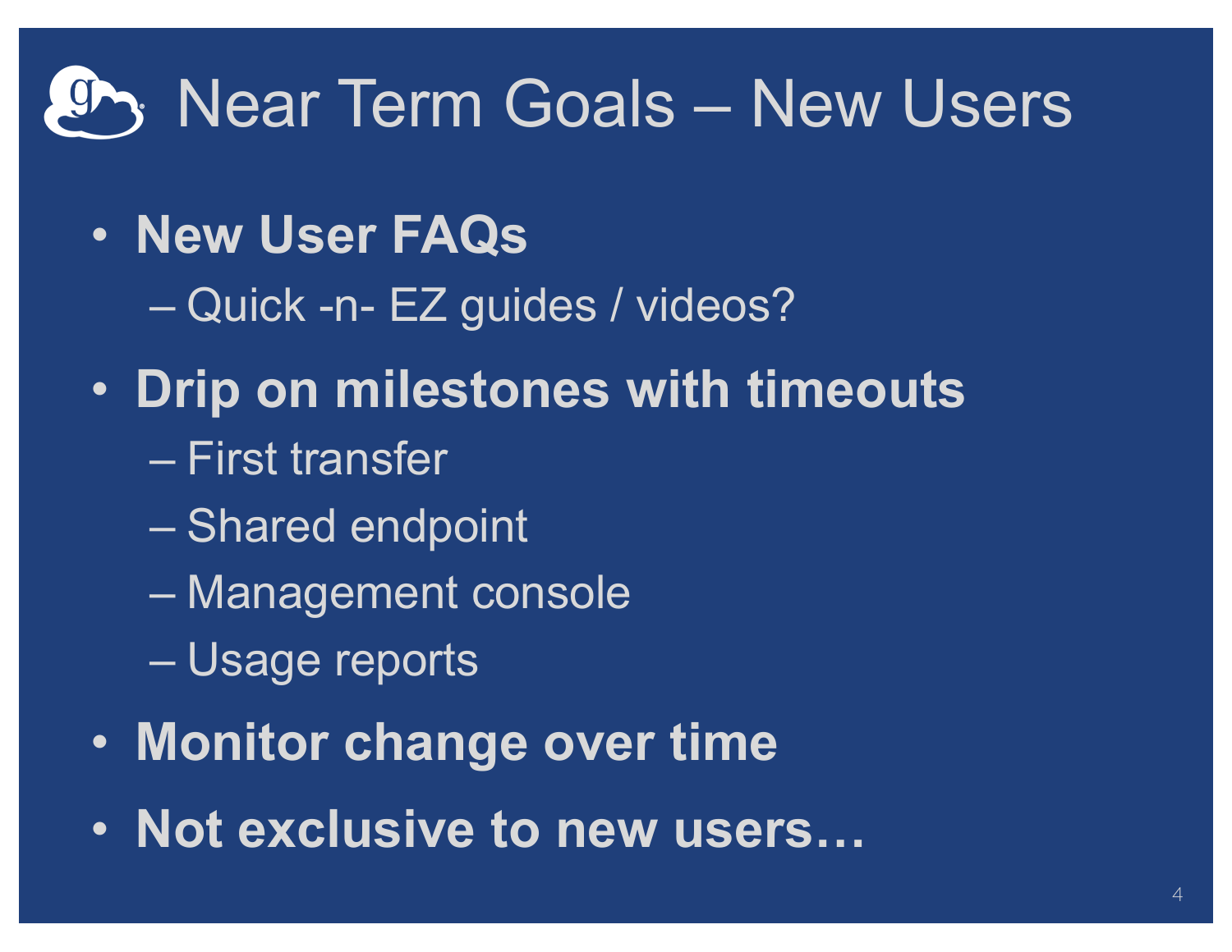# Near Term Goals – New Users

- **New User FAQs**
  - Quick -n- EZ guides / videos?
- **Drip on milestones with timeouts**
  - First transfer
  - Shared endpoint
  - Management console
  - Usage reports
- **Monitor change over time**
- **Not exclusive to new users…**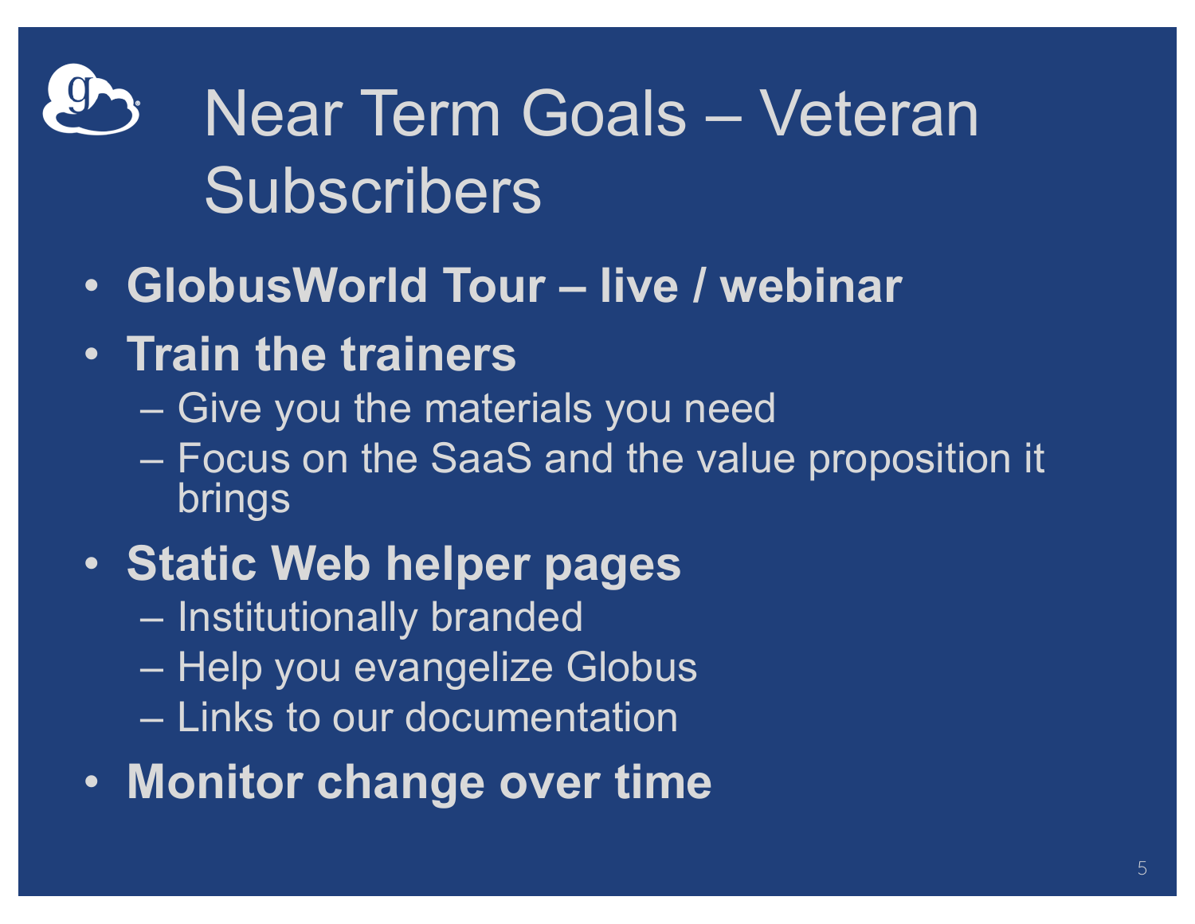# Near Term Goals – Veteran Subscribers

- **GlobusWorld Tour – live / webinar**
- **Train the trainers**
  - Give you the materials you need
  - Focus on the SaaS and the value proposition it brings
- **Static Web helper pages**
  - Institutionally branded
  - Help you evangelize Globus
  - Links to our documentation
- **Monitor change over time**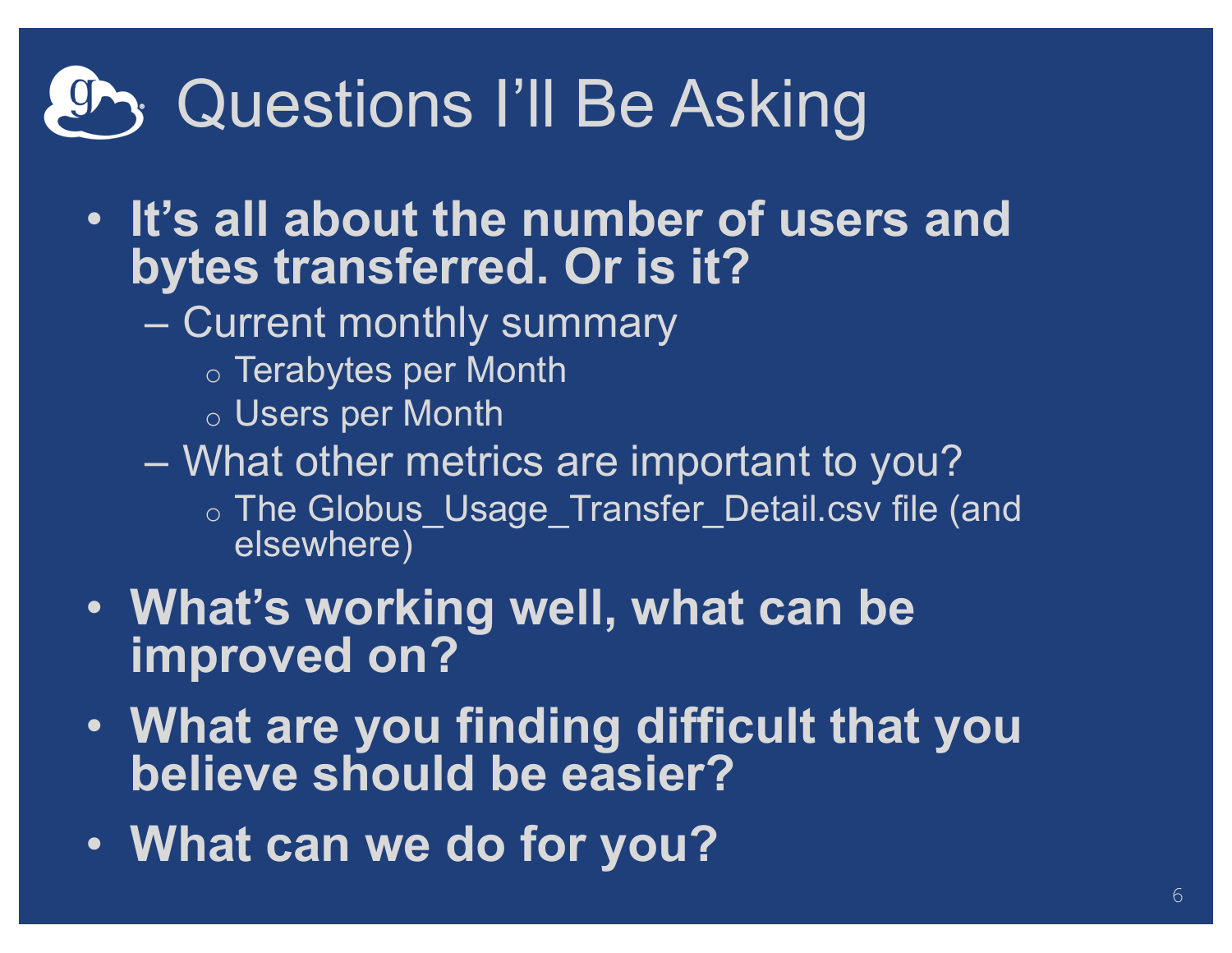# Questions I'll Be Asking

- **It's all about the number of users and bytes transferred. Or is it?**
  - Current monthly summary
    - Terabytes per Month
    - Users per Month
  - What other metrics are important to you?
    - The Globus_Usage_Transfer_Detail.csv file (and elsewhere)
- **What's working well, what can be improved on?**
- **What are you finding difficult that you believe should be easier?**
- **What can we do for you?**